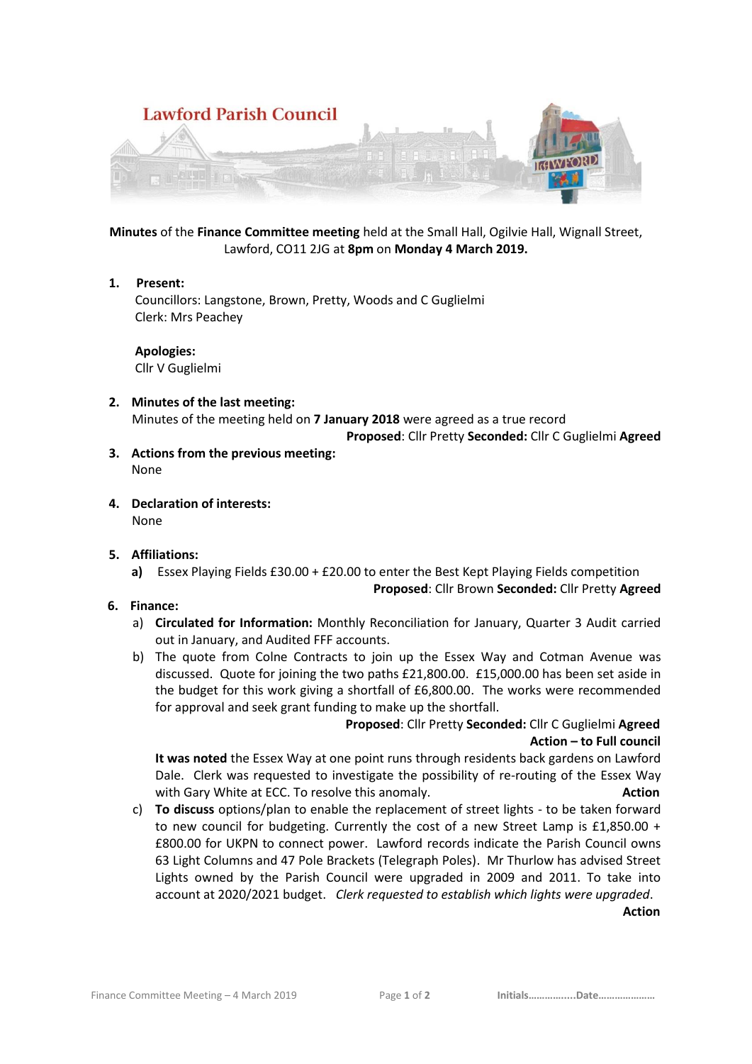# Lawford Parish Council

**Minutes** of the **Finance Committee meeting** held at the Small Hall, Ogilvie Hall, Wignall Street, Lawford, CO11 2JG at **8pm** on **Monday 4 March 2019.**

1. **Present:**
   Councillors: Langstone, Brown, Pretty, Woods and C Guglielmi
   Clerk: Mrs Peachey

   **Apologies:**
   Cllr V Guglielmi

2. **Minutes of the last meeting:**
   Minutes of the meeting held on **7 January 2018** were agreed as a true record
   **Proposed**: Cllr Pretty **Seconded:** Cllr C Guglielmi **Agreed**

3. **Actions from the previous meeting:**
   None

4. **Declaration of interests:**
   None

5. **Affiliations:**
   **a)** Essex Playing Fields £30.00 + £20.00 to enter the Best Kept Playing Fields competition
   **Proposed**: Cllr Brown **Seconded:** Cllr Pretty **Agreed**

6. **Finance:**
   a) **Circulated for Information:** Monthly Reconciliation for January, Quarter 3 Audit carried out in January, and Audited FFF accounts.
   b) The quote from Colne Contracts to join up the Essex Way and Cotman Avenue was discussed. Quote for joining the two paths £21,800.00. £15,000.00 has been set aside in the budget for this work giving a shortfall of £6,800.00. The works were recommended for approval and seek grant funding to make up the shortfall.
   **Proposed**: Cllr Pretty **Seconded:** Cllr C Guglielmi **Agreed**
   **Action – to Full council**
   **It was noted** the Essex Way at one point runs through residents back gardens on Lawford Dale. Clerk was requested to investigate the possibility of re-routing of the Essex Way with Gary White at ECC. To resolve this anomaly. **Action**
   c) **To discuss** options/plan to enable the replacement of street lights - to be taken forward to new council for budgeting. Currently the cost of a new Street Lamp is £1,850.00 + £800.00 for UKPN to connect power. Lawford records indicate the Parish Council owns 63 Light Columns and 47 Pole Brackets (Telegraph Poles). Mr Thurlow has advised Street Lights owned by the Parish Council were upgraded in 2009 and 2011. To take into account at 2020/2021 budget. *Clerk requested to establish which lights were upgraded*.
   **Action**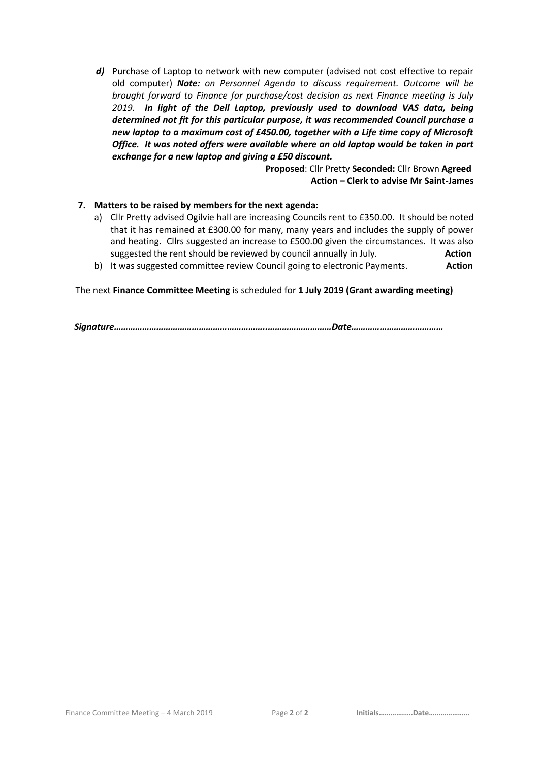***d)*** Purchase of Laptop to network with new computer (advised not cost effective to repair old computer) ***Note:*** *on Personnel Agenda to discuss requirement. Outcome will be brought forward to Finance for purchase/cost decision as next Finance meeting is July 2019.* ***In light of the Dell Laptop, previously used to download VAS data, being determined not fit for this particular purpose, it was recommended Council purchase a new laptop to a maximum cost of £450.00, together with a Life time copy of Microsoft Office. It was noted offers were available where an old laptop would be taken in part exchange for a new laptop and giving a £50 discount.***

**Proposed**: Cllr Pretty **Seconded:** Cllr Brown **Agreed**
**Action – Clerk to advise Mr Saint-James**

**7. Matters to be raised by members for the next agenda:**

a) Cllr Pretty advised Ogilvie hall are increasing Councils rent to £350.00. It should be noted that it has remained at £300.00 for many, many years and includes the supply of power and heating. Cllrs suggested an increase to £500.00 given the circumstances. It was also suggested the rent should be reviewed by council annually in July. **Action**
b) It was suggested committee review Council going to electronic Payments. **Action**

The next **Finance Committee Meeting** is scheduled for **1 July 2019 (Grant awarding meeting)**

***Signature……………………………………………………..………………………Date…………………………………***

Finance Committee Meeting – 4 March 2019 **Initials……………..Date…………………**